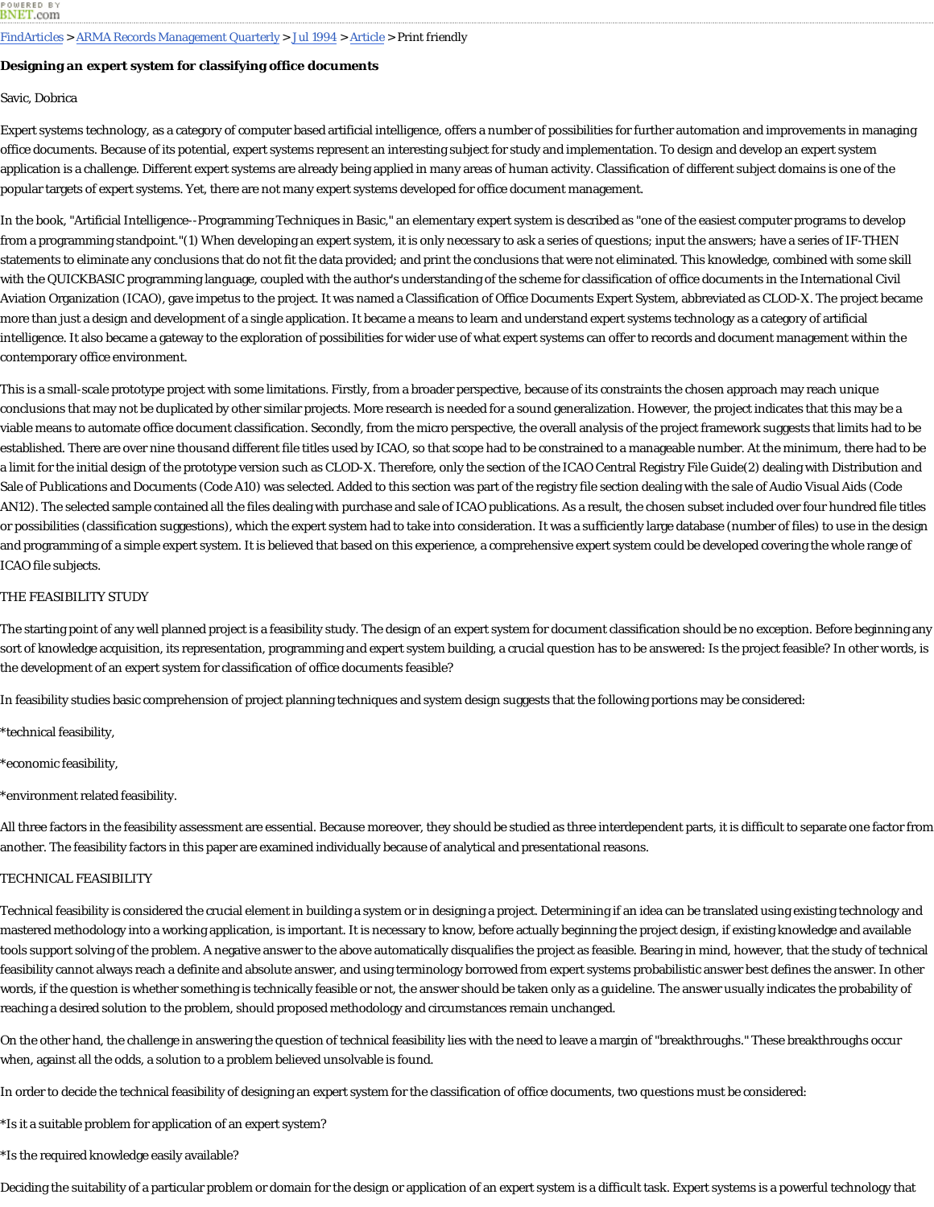FindArticles > ARMA Records Management Quarterly > Jul 1994 > Article > Print friendly

**Designing an expert system for classifying office documents**

Savic, Dobrica

Expert systems technology, as a category of computer based artificial intelligence, offers a number of possibilities for further automation and improvements in managing office documents. Because of its potential, expert systems represent an interesting subject for study and implementation. To design and develop an expert system application is a challenge. Different expert systems are already being applied in many areas of human activity. Classification of different subject domains is one of the popular targets of expert systems. Yet, there are not many expert systems developed for office document management.

In the book, "Artificial Intelligence--Programming Techniques in Basic," an elementary expert system is described as "one of the easiest computer programs to develop from a programming standpoint."(1) When developing an expert system, it is only necessary to ask a series of questions; input the answers; have a series of IF-THEN statements to eliminate any conclusions that do not fit the data provided; and print the conclusions that were not eliminated. This knowledge, combined with some skill with the QUICKBASIC programming language, coupled with the author's understanding of the scheme for classification of office documents in the International Civil Aviation Organization (ICAO), gave impetus to the project. It was named a Classification of Office Documents Expert System, abbreviated as CLOD-X. The project became more than just a design and development of a single application. It became a means to learn and understand expert systems technology as a category of artificial intelligence. It also became a gateway to the exploration of possibilities for wider use of what expert systems can offer to records and document management within the contemporary office environment.

This is a small-scale prototype project with some limitations. Firstly, from a broader perspective, because of its constraints the chosen approach may reach unique conclusions that may not be duplicated by other similar projects. More research is needed for a sound generalization. However, the project indicates that this may be a viable means to automate office document classification. Secondly, from the micro perspective, the overall analysis of the project framework suggests that limits had to be established. There are over nine thousand different file titles used by ICAO, so that scope had to be constrained to a manageable number. At the minimum, there had to be a limit for the initial design of the prototype version such as CLOD-X. Therefore, only the section of the ICAO Central Registry File Guide(2) dealing with Distribution and Sale of Publications and Documents (Code A10) was selected. Added to this section was part of the registry file section dealing with the sale of Audio Visual Aids (Code AN12). The selected sample contained all the files dealing with purchase and sale of ICAO publications. As a result, the chosen subset included over four hundred file titles or possibilities (classification suggestions), which the expert system had to take into consideration. It was a sufficiently large database (number of files) to use in the design and programming of a simple expert system. It is believed that based on this experience, a comprehensive expert system could be developed covering the whole range of ICAO file subjects.

## THE FEASIBILITY STUDY

The starting point of any well planned project is a feasibility study. The design of an expert system for document classification should be no exception. Before beginning any sort of knowledge acquisition, its representation, programming and expert system building, a crucial question has to be answered: Is the project feasible? In other words, is the development of an expert system for classification of office documents feasible?

In feasibility studies basic comprehension of project planning techniques and system design suggests that the following portions may be considered:

*technical feasibility,

*economic feasibility,

*environment related feasibility.

All three factors in the feasibility assessment are essential. Because moreover, they should be studied as three interdependent parts, it is difficult to separate one factor from another. The feasibility factors in this paper are examined individually because of analytical and presentational reasons.

## TECHNICAL FEASIBILITY

Technical feasibility is considered the crucial element in building a system or in designing a project. Determining if an idea can be translated using existing technology and mastered methodology into a working application, is important. It is necessary to know, before actually beginning the project design, if existing knowledge and available tools support solving of the problem. A negative answer to the above automatically disqualifies the project as feasible. Bearing in mind, however, that the study of technical feasibility cannot always reach a definite and absolute answer, and using terminology borrowed from expert systems probabilistic answer best defines the answer. In other words, if the question is whether something is technically feasible or not, the answer should be taken only as a guideline. The answer usually indicates the probability of reaching a desired solution to the problem, should proposed methodology and circumstances remain unchanged.

On the other hand, the challenge in answering the question of technical feasibility lies with the need to leave a margin of "breakthroughs." These breakthroughs occur when, against all the odds, a solution to a problem believed unsolvable is found.

In order to decide the technical feasibility of designing an expert system for the classification of office documents, two questions must be considered:

*Is it a suitable problem for application of an expert system?

*Is the required knowledge easily available?

Deciding the suitability of a particular problem or domain for the design or application of an expert system is a difficult task. Expert systems is a powerful technology that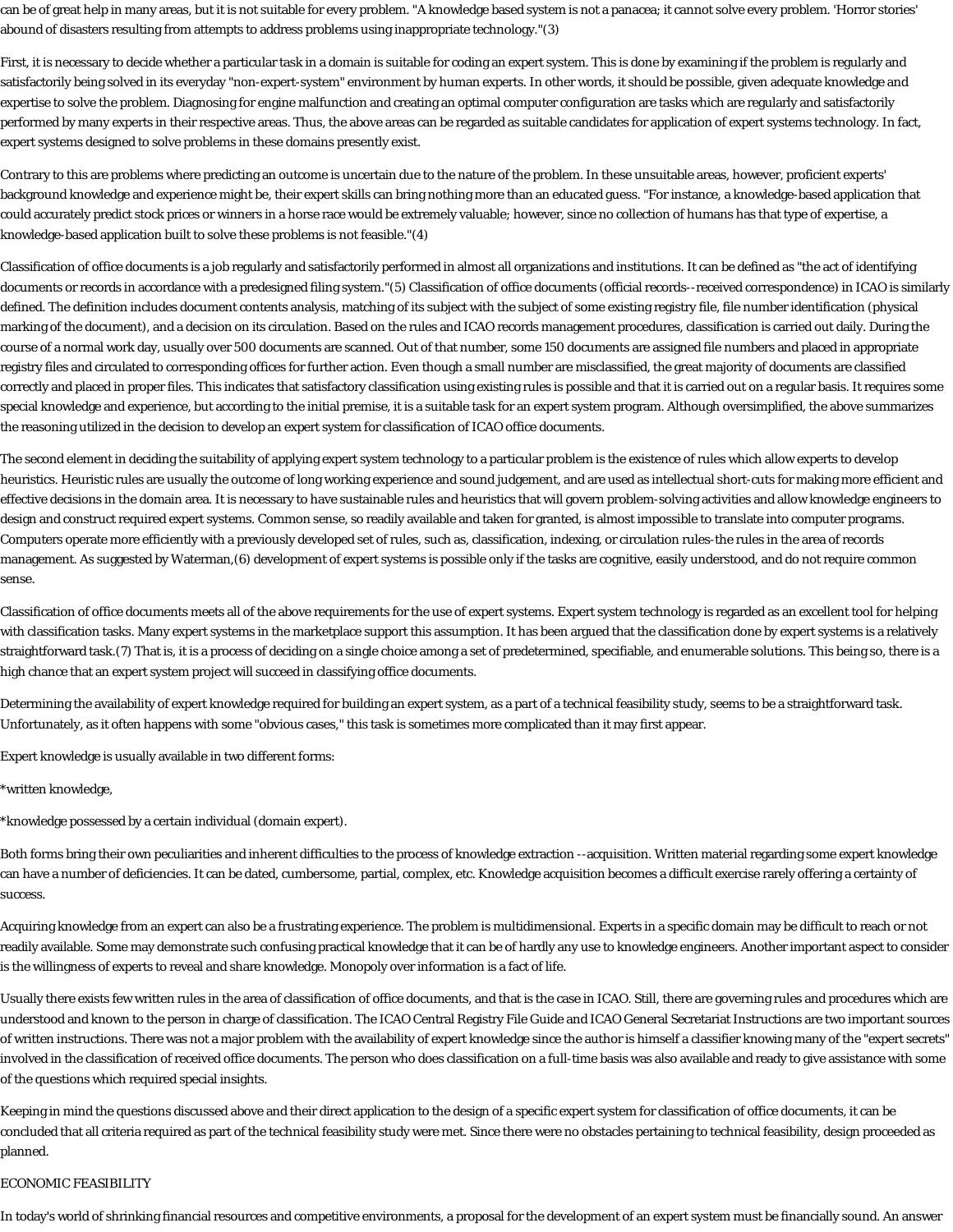can be of great help in many areas, but it is not suitable for every problem. "A knowledge based system is not a panacea; it cannot solve every problem. 'Horror stories' abound of disasters resulting from attempts to address problems using inappropriate technology."(3)

First, it is necessary to decide whether a particular task in a domain is suitable for coding an expert system. This is done by examining if the problem is regularly and satisfactorily being solved in its everyday "non-expert-system" environment by human experts. In other words, it should be possible, given adequate knowledge and expertise to solve the problem. Diagnosing for engine malfunction and creating an optimal computer configuration are tasks which are regularly and satisfactorily performed by many experts in their respective areas. Thus, the above areas can be regarded as suitable candidates for application of expert systems technology. In fact, expert systems designed to solve problems in these domains presently exist.

Contrary to this are problems where predicting an outcome is uncertain due to the nature of the problem. In these unsuitable areas, however, proficient experts' background knowledge and experience might be, their expert skills can bring nothing more than an educated guess. "For instance, a knowledge-based application that could accurately predict stock prices or winners in a horse race would be extremely valuable; however, since no collection of humans has that type of expertise, a knowledge-based application built to solve these problems is not feasible."(4)

Classification of office documents is a job regularly and satisfactorily performed in almost all organizations and institutions. It can be defined as "the act of identifying documents or records in accordance with a predesigned filing system."(5) Classification of office documents (official records--received correspondence) in ICAO is similarly defined. The definition includes document contents analysis, matching of its subject with the subject of some existing registry file, file number identification (physical marking of the document), and a decision on its circulation. Based on the rules and ICAO records management procedures, classification is carried out daily. During the course of a normal work day, usually over 500 documents are scanned. Out of that number, some 150 documents are assigned file numbers and placed in appropriate registry files and circulated to corresponding offices for further action. Even though a small number are misclassified, the great majority of documents are classified correctly and placed in proper files. This indicates that satisfactory classification using existing rules is possible and that it is carried out on a regular basis. It requires some special knowledge and experience, but according to the initial premise, it is a suitable task for an expert system program. Although oversimplified, the above summarizes the reasoning utilized in the decision to develop an expert system for classification of ICAO office documents.

The second element in deciding the suitability of applying expert system technology to a particular problem is the existence of rules which allow experts to develop heuristics. Heuristic rules are usually the outcome of long working experience and sound judgement, and are used as intellectual short-cuts for making more efficient and effective decisions in the domain area. It is necessary to have sustainable rules and heuristics that will govern problem-solving activities and allow knowledge engineers to design and construct required expert systems. Common sense, so readily available and taken for granted, is almost impossible to translate into computer programs. Computers operate more efficiently with a previously developed set of rules, such as, classification, indexing, or circulation rules-the rules in the area of records management. As suggested by Waterman,(6) development of expert systems is possible only if the tasks are cognitive, easily understood, and do not require common sense.

Classification of office documents meets all of the above requirements for the use of expert systems. Expert system technology is regarded as an excellent tool for helping with classification tasks. Many expert systems in the marketplace support this assumption. It has been argued that the classification done by expert systems is a relatively straightforward task.(7) That is, it is a process of deciding on a single choice among a set of predetermined, specifiable, and enumerable solutions. This being so, there is a high chance that an expert system project will succeed in classifying office documents.

Determining the availability of expert knowledge required for building an expert system, as a part of a technical feasibility study, seems to be a straightforward task. Unfortunately, as it often happens with some "obvious cases," this task is sometimes more complicated than it may first appear.

Expert knowledge is usually available in two different forms:

*written knowledge,

*knowledge possessed by a certain individual (domain expert).

Both forms bring their own peculiarities and inherent difficulties to the process of knowledge extraction --acquisition. Written material regarding some expert knowledge can have a number of deficiencies. It can be dated, cumbersome, partial, complex, etc. Knowledge acquisition becomes a difficult exercise rarely offering a certainty of success.

Acquiring knowledge from an expert can also be a frustrating experience. The problem is multidimensional. Experts in a specific domain may be difficult to reach or not readily available. Some may demonstrate such confusing practical knowledge that it can be of hardly any use to knowledge engineers. Another important aspect to consider is the willingness of experts to reveal and share knowledge. Monopoly over information is a fact of life.

Usually there exists few written rules in the area of classification of office documents, and that is the case in ICAO. Still, there are governing rules and procedures which are understood and known to the person in charge of classification. The ICAO Central Registry File Guide and ICAO General Secretariat Instructions are two important sources of written instructions. There was not a major problem with the availability of expert knowledge since the author is himself a classifier knowing many of the "expert secrets" involved in the classification of received office documents. The person who does classification on a full-time basis was also available and ready to give assistance with some of the questions which required special insights.

Keeping in mind the questions discussed above and their direct application to the design of a specific expert system for classification of office documents, it can be concluded that all criteria required as part of the technical feasibility study were met. Since there were no obstacles pertaining to technical feasibility, design proceeded as planned.

ECONOMIC FEASIBILITY

In today's world of shrinking financial resources and competitive environments, a proposal for the development of an expert system must be financially sound. An answer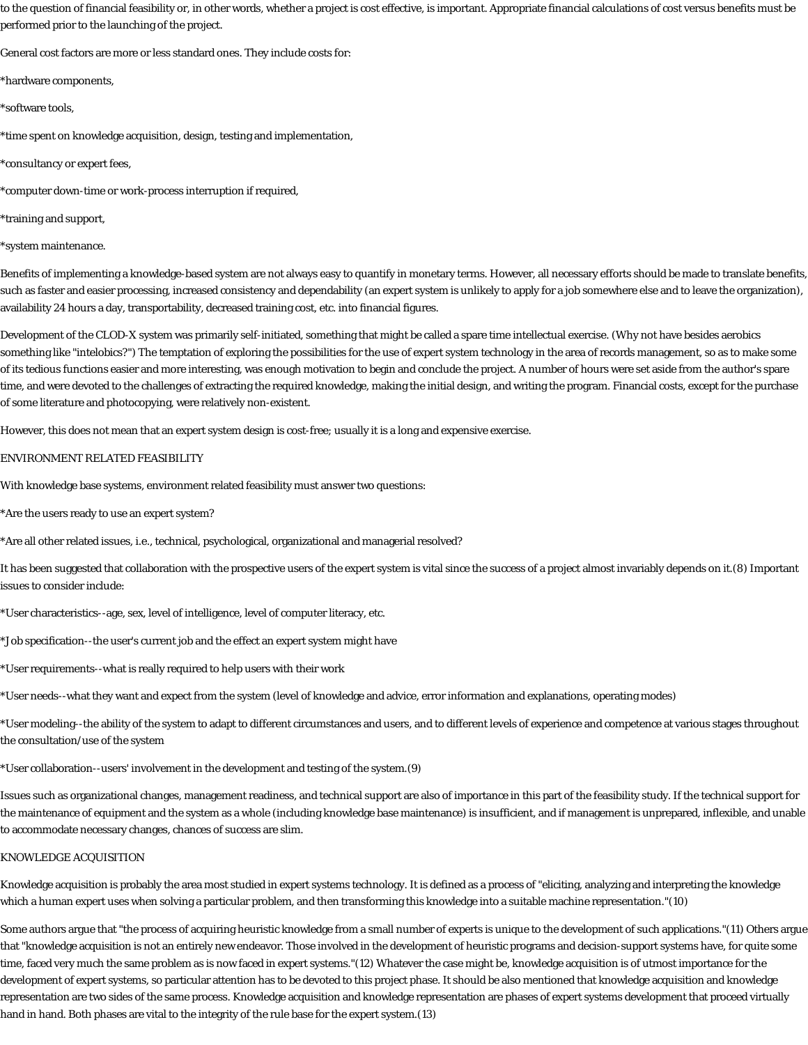to the question of financial feasibility or, in other words, whether a project is cost effective, is important. Appropriate financial calculations of cost versus benefits must be performed prior to the launching of the project.

General cost factors are more or less standard ones. They include costs for:

*hardware components,

*software tools,

*time spent on knowledge acquisition, design, testing and implementation,

*consultancy or expert fees,

*computer down-time or work-process interruption if required,

*training and support,

*system maintenance.

Benefits of implementing a knowledge-based system are not always easy to quantify in monetary terms. However, all necessary efforts should be made to translate benefits, such as faster and easier processing, increased consistency and dependability (an expert system is unlikely to apply for a job somewhere else and to leave the organization), availability 24 hours a day, transportability, decreased training cost, etc. into financial figures.

Development of the CLOD-X system was primarily self-initiated, something that might be called a spare time intellectual exercise. (Why not have besides aerobics something like "intelobics?") The temptation of exploring the possibilities for the use of expert system technology in the area of records management, so as to make some of its tedious functions easier and more interesting, was enough motivation to begin and conclude the project. A number of hours were set aside from the author's spare time, and were devoted to the challenges of extracting the required knowledge, making the initial design, and writing the program. Financial costs, except for the purchase of some literature and photocopying, were relatively non-existent.

However, this does not mean that an expert system design is cost-free; usually it is a long and expensive exercise.

## ENVIRONMENT RELATED FEASIBILITY

With knowledge base systems, environment related feasibility must answer two questions:

*Are the users ready to use an expert system?

*Are all other related issues, i.e., technical, psychological, organizational and managerial resolved?

It has been suggested that collaboration with the prospective users of the expert system is vital since the success of a project almost invariably depends on it.(8) Important issues to consider include:

*User characteristics--age, sex, level of intelligence, level of computer literacy, etc.

*Job specification--the user's current job and the effect an expert system might have

*User requirements--what is really required to help users with their work

*User needs--what they want and expect from the system (level of knowledge and advice, error information and explanations, operating modes)

*User modeling--the ability of the system to adapt to different circumstances and users, and to different levels of experience and competence at various stages throughout the consultation/use of the system

*User collaboration--users' involvement in the development and testing of the system.(9)

Issues such as organizational changes, management readiness, and technical support are also of importance in this part of the feasibility study. If the technical support for the maintenance of equipment and the system as a whole (including knowledge base maintenance) is insufficient, and if management is unprepared, inflexible, and unable to accommodate necessary changes, chances of success are slim.

## KNOWLEDGE ACQUISITION

Knowledge acquisition is probably the area most studied in expert systems technology. It is defined as a process of "eliciting, analyzing and interpreting the knowledge which a human expert uses when solving a particular problem, and then transforming this knowledge into a suitable machine representation."(10)

Some authors argue that "the process of acquiring heuristic knowledge from a small number of experts is unique to the development of such applications."(11) Others argue that "knowledge acquisition is not an entirely new endeavor. Those involved in the development of heuristic programs and decision-support systems have, for quite some time, faced very much the same problem as is now faced in expert systems."(12) Whatever the case might be, knowledge acquisition is of utmost importance for the development of expert systems, so particular attention has to be devoted to this project phase. It should be also mentioned that knowledge acquisition and knowledge representation are two sides of the same process. Knowledge acquisition and knowledge representation are phases of expert systems development that proceed virtually hand in hand. Both phases are vital to the integrity of the rule base for the expert system.(13)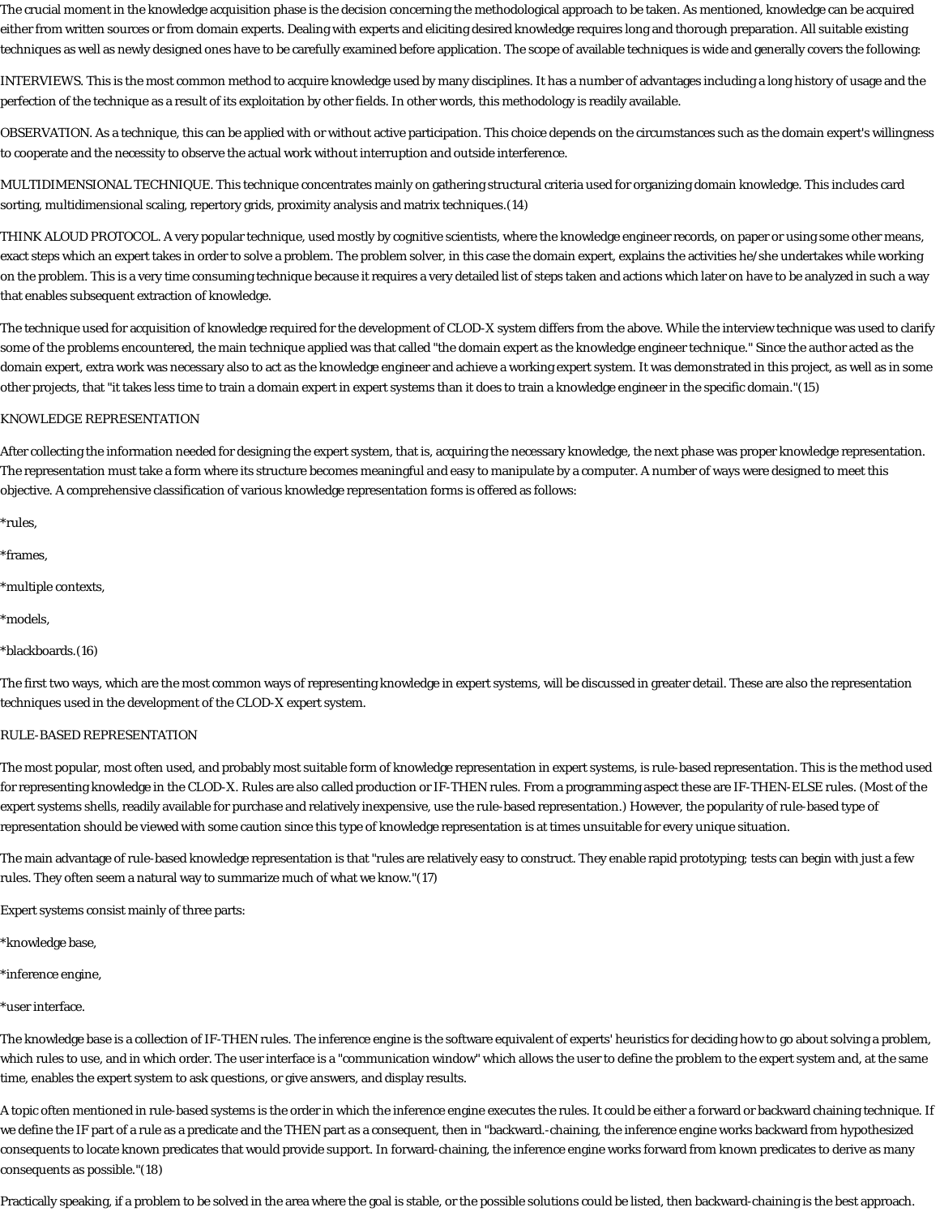The crucial moment in the knowledge acquisition phase is the decision concerning the methodological approach to be taken. As mentioned, knowledge can be acquired either from written sources or from domain experts. Dealing with experts and eliciting desired knowledge requires long and thorough preparation. All suitable existing techniques as well as newly designed ones have to be carefully examined before application. The scope of available techniques is wide and generally covers the following:

INTERVIEWS. This is the most common method to acquire knowledge used by many disciplines. It has a number of advantages including a long history of usage and the perfection of the technique as a result of its exploitation by other fields. In other words, this methodology is readily available.

OBSERVATION. As a technique, this can be applied with or without active participation. This choice depends on the circumstances such as the domain expert's willingness to cooperate and the necessity to observe the actual work without interruption and outside interference.

MULTIDIMENSIONAL TECHNIQUE. This technique concentrates mainly on gathering structural criteria used for organizing domain knowledge. This includes card sorting, multidimensional scaling, repertory grids, proximity analysis and matrix techniques.(14)

THINK ALOUD PROTOCOL. A very popular technique, used mostly by cognitive scientists, where the knowledge engineer records, on paper or using some other means, exact steps which an expert takes in order to solve a problem. The problem solver, in this case the domain expert, explains the activities he/she undertakes while working on the problem. This is a very time consuming technique because it requires a very detailed list of steps taken and actions which later on have to be analyzed in such a way that enables subsequent extraction of knowledge.

The technique used for acquisition of knowledge required for the development of CLOD-X system differs from the above. While the interview technique was used to clarify some of the problems encountered, the main technique applied was that called "the domain expert as the knowledge engineer technique." Since the author acted as the domain expert, extra work was necessary also to act as the knowledge engineer and achieve a working expert system. It was demonstrated in this project, as well as in some other projects, that "it takes less time to train a domain expert in expert systems than it does to train a knowledge engineer in the specific domain."(15)

## KNOWLEDGE REPRESENTATION

After collecting the information needed for designing the expert system, that is, acquiring the necessary knowledge, the next phase was proper knowledge representation. The representation must take a form where its structure becomes meaningful and easy to manipulate by a computer. A number of ways were designed to meet this objective. A comprehensive classification of various knowledge representation forms is offered as follows:

*rules,

*frames,

*multiple contexts,

*models,

*blackboards.(16)

The first two ways, which are the most common ways of representing knowledge in expert systems, will be discussed in greater detail. These are also the representation techniques used in the development of the CLOD-X expert system.

## RULE-BASED REPRESENTATION

The most popular, most often used, and probably most suitable form of knowledge representation in expert systems, is rule-based representation. This is the method used for representing knowledge in the CLOD-X. Rules are also called production or IF-THEN rules. From a programming aspect these are IF-THEN-ELSE rules. (Most of the expert systems shells, readily available for purchase and relatively inexpensive, use the rule-based representation.) However, the popularity of rule-based type of representation should be viewed with some caution since this type of knowledge representation is at times unsuitable for every unique situation.

The main advantage of rule-based knowledge representation is that "rules are relatively easy to construct. They enable rapid prototyping; tests can begin with just a few rules. They often seem a natural way to summarize much of what we know."(17)

Expert systems consist mainly of three parts:

*knowledge base,

*inference engine,

*user interface.

The knowledge base is a collection of IF-THEN rules. The inference engine is the software equivalent of experts' heuristics for deciding how to go about solving a problem, which rules to use, and in which order. The user interface is a "communication window" which allows the user to define the problem to the expert system and, at the same time, enables the expert system to ask questions, or give answers, and display results.

A topic often mentioned in rule-based systems is the order in which the inference engine executes the rules. It could be either a forward or backward chaining technique. If we define the IF part of a rule as a predicate and the THEN part as a consequent, then in "backward.-chaining, the inference engine works backward from hypothesized consequents to locate known predicates that would provide support. In forward-chaining, the inference engine works forward from known predicates to derive as many consequents as possible."(18)

Practically speaking, if a problem to be solved in the area where the goal is stable, or the possible solutions could be listed, then backward-chaining is the best approach.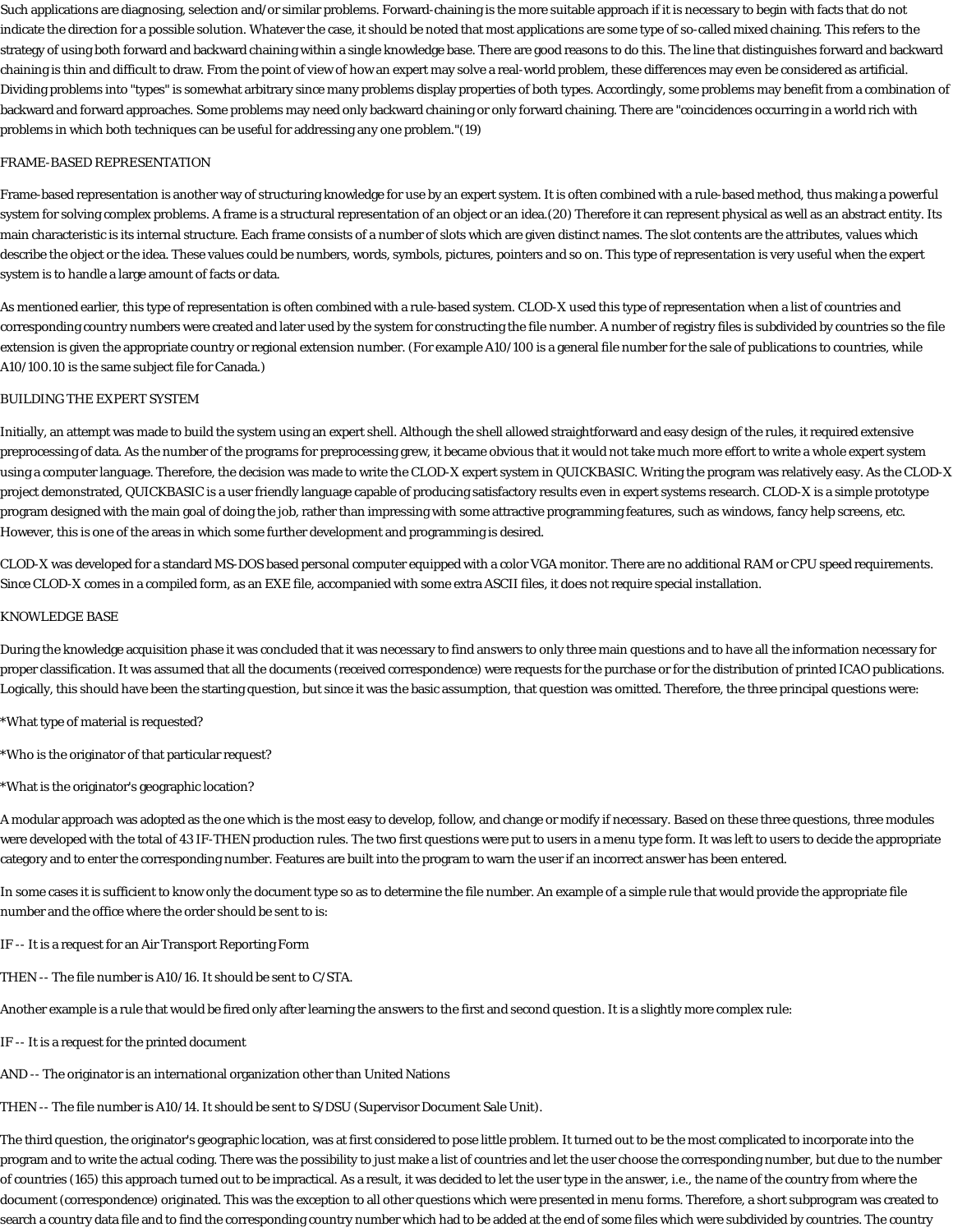Such applications are diagnosing, selection and/or similar problems. Forward-chaining is the more suitable approach if it is necessary to begin with facts that do not indicate the direction for a possible solution. Whatever the case, it should be noted that most applications are some type of so-called mixed chaining. This refers to the strategy of using both forward and backward chaining within a single knowledge base. There are good reasons to do this. The line that distinguishes forward and backward chaining is thin and difficult to draw. From the point of view of how an expert may solve a real-world problem, these differences may even be considered as artificial. Dividing problems into "types" is somewhat arbitrary since many problems display properties of both types. Accordingly, some problems may benefit from a combination of backward and forward approaches. Some problems may need only backward chaining or only forward chaining. There are "coincidences occurring in a world rich with problems in which both techniques can be useful for addressing any one problem."(19)

## FRAME-BASED REPRESENTATION

Frame-based representation is another way of structuring knowledge for use by an expert system. It is often combined with a rule-based method, thus making a powerful system for solving complex problems. A frame is a structural representation of an object or an idea.(20) Therefore it can represent physical as well as an abstract entity. Its main characteristic is its internal structure. Each frame consists of a number of slots which are given distinct names. The slot contents are the attributes, values which describe the object or the idea. These values could be numbers, words, symbols, pictures, pointers and so on. This type of representation is very useful when the expert system is to handle a large amount of facts or data.

As mentioned earlier, this type of representation is often combined with a rule-based system. CLOD-X used this type of representation when a list of countries and corresponding country numbers were created and later used by the system for constructing the file number. A number of registry files is subdivided by countries so the file extension is given the appropriate country or regional extension number. (For example A10/100 is a general file number for the sale of publications to countries, while A10/100.10 is the same subject file for Canada.)

## BUILDING THE EXPERT SYSTEM

Initially, an attempt was made to build the system using an expert shell. Although the shell allowed straightforward and easy design of the rules, it required extensive preprocessing of data. As the number of the programs for preprocessing grew, it became obvious that it would not take much more effort to write a whole expert system using a computer language. Therefore, the decision was made to write the CLOD-X expert system in QUICKBASIC. Writing the program was relatively easy. As the CLOD-X project demonstrated, QUICKBASIC is a user friendly language capable of producing satisfactory results even in expert systems research. CLOD-X is a simple prototype program designed with the main goal of doing the job, rather than impressing with some attractive programming features, such as windows, fancy help screens, etc. However, this is one of the areas in which some further development and programming is desired.

CLOD-X was developed for a standard MS-DOS based personal computer equipped with a color VGA monitor. There are no additional RAM or CPU speed requirements. Since CLOD-X comes in a compiled form, as an EXE file, accompanied with some extra ASCII files, it does not require special installation.

## KNOWLEDGE BASE

During the knowledge acquisition phase it was concluded that it was necessary to find answers to only three main questions and to have all the information necessary for proper classification. It was assumed that all the documents (received correspondence) were requests for the purchase or for the distribution of printed ICAO publications. Logically, this should have been the starting question, but since it was the basic assumption, that question was omitted. Therefore, the three principal questions were:

*What type of material is requested?

*Who is the originator of that particular request?

*What is the originator's geographic location?

A modular approach was adopted as the one which is the most easy to develop, follow, and change or modify if necessary. Based on these three questions, three modules were developed with the total of 43 IF-THEN production rules. The two first questions were put to users in a menu type form. It was left to users to decide the appropriate category and to enter the corresponding number. Features are built into the program to warn the user if an incorrect answer has been entered.

In some cases it is sufficient to know only the document type so as to determine the file number. An example of a simple rule that would provide the appropriate file number and the office where the order should be sent to is:

IF -- It is a request for an Air Transport Reporting Form

THEN -- The file number is A10/16. It should be sent to C/STA.

Another example is a rule that would be fired only after learning the answers to the first and second question. It is a slightly more complex rule:

IF -- It is a request for the printed document

AND -- The originator is an international organization other than United Nations

THEN -- The file number is A10/14. It should be sent to S/DSU (Supervisor Document Sale Unit).

The third question, the originator's geographic location, was at first considered to pose little problem. It turned out to be the most complicated to incorporate into the program and to write the actual coding. There was the possibility to just make a list of countries and let the user choose the corresponding number, but due to the number of countries (165) this approach turned out to be impractical. As a result, it was decided to let the user type in the answer, i.e., the name of the country from where the document (correspondence) originated. This was the exception to all other questions which were presented in menu forms. Therefore, a short subprogram was created to search a country data file and to find the corresponding country number which had to be added at the end of some files which were subdivided by countries. The country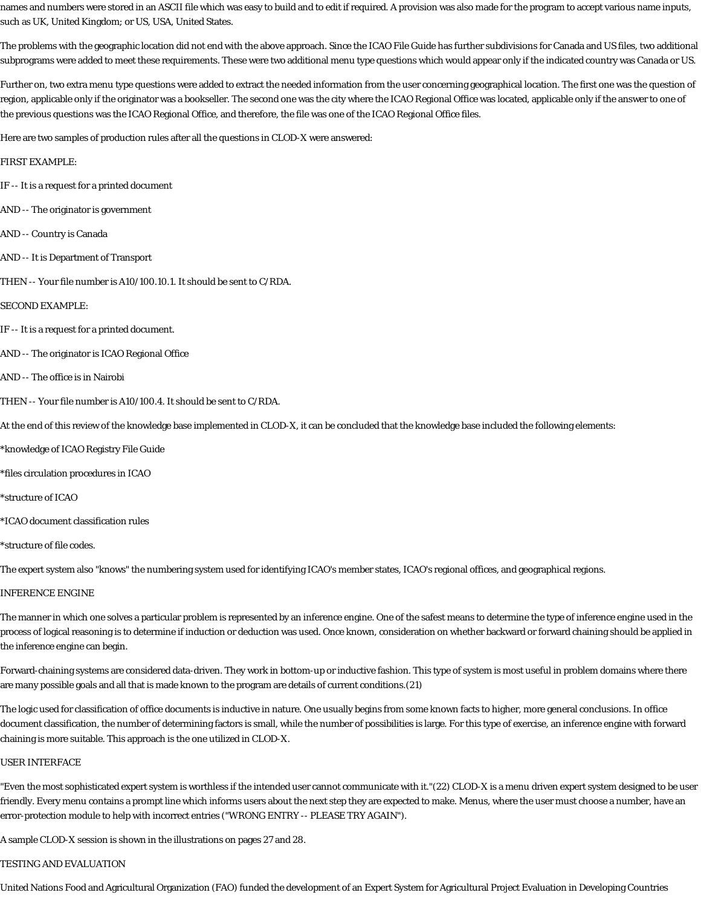names and numbers were stored in an ASCII file which was easy to build and to edit if required. A provision was also made for the program to accept various name inputs, such as UK, United Kingdom; or US, USA, United States.

The problems with the geographic location did not end with the above approach. Since the ICAO File Guide has further subdivisions for Canada and US files, two additional subprograms were added to meet these requirements. These were two additional menu type questions which would appear only if the indicated country was Canada or US.

Further on, two extra menu type questions were added to extract the needed information from the user concerning geographical location. The first one was the question of region, applicable only if the originator was a bookseller. The second one was the city where the ICAO Regional Office was located, applicable only if the answer to one of the previous questions was the ICAO Regional Office, and therefore, the file was one of the ICAO Regional Office files.

Here are two samples of production rules after all the questions in CLOD-X were answered:

FIRST EXAMPLE:

IF -- It is a request for a printed document

AND -- The originator is government

AND -- Country is Canada

AND -- It is Department of Transport

THEN -- Your file number is A10/100.10.1. It should be sent to C/RDA.

SECOND EXAMPLE:

IF -- It is a request for a printed document.

AND -- The originator is ICAO Regional Office

AND -- The office is in Nairobi

THEN -- Your file number is A10/100.4. It should be sent to C/RDA.

At the end of this review of the knowledge base implemented in CLOD-X, it can be concluded that the knowledge base included the following elements:

*knowledge of ICAO Registry File Guide

*files circulation procedures in ICAO

*structure of ICAO

*ICAO document classification rules

*structure of file codes.

The expert system also "knows" the numbering system used for identifying ICAO's member states, ICAO's regional offices, and geographical regions.

INFERENCE ENGINE

The manner in which one solves a particular problem is represented by an inference engine. One of the safest means to determine the type of inference engine used in the process of logical reasoning is to determine if induction or deduction was used. Once known, consideration on whether backward or forward chaining should be applied in the inference engine can begin.

Forward-chaining systems are considered data-driven. They work in bottom-up or inductive fashion. This type of system is most useful in problem domains where there are many possible goals and all that is made known to the program are details of current conditions.(21)

The logic used for classification of office documents is inductive in nature. One usually begins from some known facts to higher, more general conclusions. In office document classification, the number of determining factors is small, while the number of possibilities is large. For this type of exercise, an inference engine with forward chaining is more suitable. This approach is the one utilized in CLOD-X.

USER INTERFACE

"Even the most sophisticated expert system is worthless if the intended user cannot communicate with it."(22) CLOD-X is a menu driven expert system designed to be user friendly. Every menu contains a prompt line which informs users about the next step they are expected to make. Menus, where the user must choose a number, have an error-protection module to help with incorrect entries ("WRONG ENTRY -- PLEASE TRY AGAIN").

A sample CLOD-X session is shown in the illustrations on pages 27 and 28.

TESTING AND EVALUATION

United Nations Food and Agricultural Organization (FAO) funded the development of an Expert System for Agricultural Project Evaluation in Developing Countries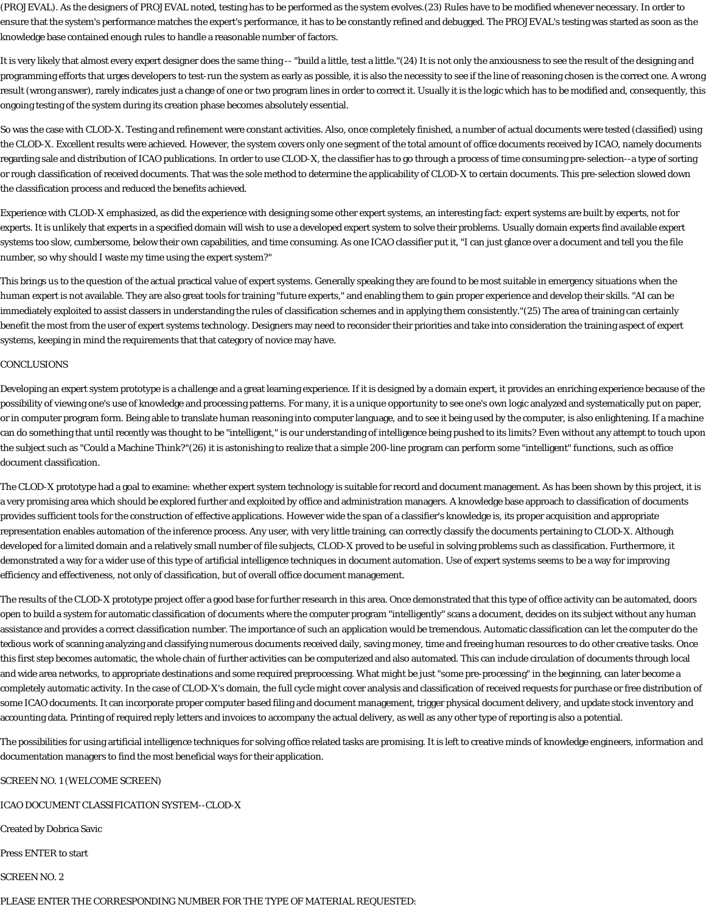(PROJEVAL). As the designers of PROJEVAL noted, testing has to be performed as the system evolves.(23) Rules have to be modified whenever necessary. In order to ensure that the system's performance matches the expert's performance, it has to be constantly refined and debugged. The PROJEVAL's testing was started as soon as the knowledge base contained enough rules to handle a reasonable number of factors.

It is very likely that almost every expert designer does the same thing -- "build a little, test a little."(24) It is not only the anxiousness to see the result of the designing and programming efforts that urges developers to test-run the system as early as possible, it is also the necessity to see if the line of reasoning chosen is the correct one. A wrong result (wrong answer), rarely indicates just a change of one or two program lines in order to correct it. Usually it is the logic which has to be modified and, consequently, this ongoing testing of the system during its creation phase becomes absolutely essential.

So was the case with CLOD-X. Testing and refinement were constant activities. Also, once completely finished, a number of actual documents were tested (classified) using the CLOD-X. Excellent results were achieved. However, the system covers only one segment of the total amount of office documents received by ICAO, namely documents regarding sale and distribution of ICAO publications. In order to use CLOD-X, the classifier has to go through a process of time consuming pre-selection--a type of sorting or rough classification of received documents. That was the sole method to determine the applicability of CLOD-X to certain documents. This pre-selection slowed down the classification process and reduced the benefits achieved.

Experience with CLOD-X emphasized, as did the experience with designing some other expert systems, an interesting fact: expert systems are built by experts, not for experts. It is unlikely that experts in a specified domain will wish to use a developed expert system to solve their problems. Usually domain experts find available expert systems too slow, cumbersome, below their own capabilities, and time consuming. As one ICAO classifier put it, "I can just glance over a document and tell you the file number, so why should I waste my time using the expert system?"

This brings us to the question of the actual practical value of expert systems. Generally speaking they are found to be most suitable in emergency situations when the human expert is not available. They are also great tools for training "future experts," and enabling them to gain proper experience and develop their skills. "AI can be immediately exploited to assist classers in understanding the rules of classification schemes and in applying them consistently."(25) The area of training can certainly benefit the most from the user of expert systems technology. Designers may need to reconsider their priorities and take into consideration the training aspect of expert systems, keeping in mind the requirements that that category of novice may have.

## CONCLUSIONS

Developing an expert system prototype is a challenge and a great learning experience. If it is designed by a domain expert, it provides an enriching experience because of the possibility of viewing one's use of knowledge and processing patterns. For many, it is a unique opportunity to see one's own logic analyzed and systematically put on paper, or in computer program form. Being able to translate human reasoning into computer language, and to see it being used by the computer, is also enlightening. If a machine can do something that until recently was thought to be "intelligent," is our understanding of intelligence being pushed to its limits? Even without any attempt to touch upon the subject such as "Could a Machine Think?"(26) it is astonishing to realize that a simple 200-line program can perform some "intelligent" functions, such as office document classification.

The CLOD-X prototype had a goal to examine: whether expert system technology is suitable for record and document management. As has been shown by this project, it is a very promising area which should be explored further and exploited by office and administration managers. A knowledge base approach to classification of documents provides sufficient tools for the construction of effective applications. However wide the span of a classifier's knowledge is, its proper acquisition and appropriate representation enables automation of the inference process. Any user, with very little training, can correctly classify the documents pertaining to CLOD-X. Although developed for a limited domain and a relatively small number of file subjects, CLOD-X proved to be useful in solving problems such as classification. Furthermore, it demonstrated a way for a wider use of this type of artificial intelligence techniques in document automation. Use of expert systems seems to be a way for improving efficiency and effectiveness, not only of classification, but of overall office document management.

The results of the CLOD-X prototype project offer a good base for further research in this area. Once demonstrated that this type of office activity can be automated, doors open to build a system for automatic classification of documents where the computer program "intelligently" scans a document, decides on its subject without any human assistance and provides a correct classification number. The importance of such an application would be tremendous. Automatic classification can let the computer do the tedious work of scanning analyzing and classifying numerous documents received daily, saving money, time and freeing human resources to do other creative tasks. Once this first step becomes automatic, the whole chain of further activities can be computerized and also automated. This can include circulation of documents through local and wide area networks, to appropriate destinations and some required preprocessing. What might be just "some pre-processing" in the beginning, can later become a completely automatic activity. In the case of CLOD-X's domain, the full cycle might cover analysis and classification of received requests for purchase or free distribution of some ICAO documents. It can incorporate proper computer based filing and document management, trigger physical document delivery, and update stock inventory and accounting data. Printing of required reply letters and invoices to accompany the actual delivery, as well as any other type of reporting is also a potential.

The possibilities for using artificial intelligence techniques for solving office related tasks are promising. It is left to creative minds of knowledge engineers, information and documentation managers to find the most beneficial ways for their application.

SCREEN NO. 1 (WELCOME SCREEN)

ICAO DOCUMENT CLASSIFICATION SYSTEM--CLOD-X

Created by Dobrica Savic

Press ENTER to start

SCREEN NO. 2

PLEASE ENTER THE CORRESPONDING NUMBER FOR THE TYPE OF MATERIAL REQUESTED: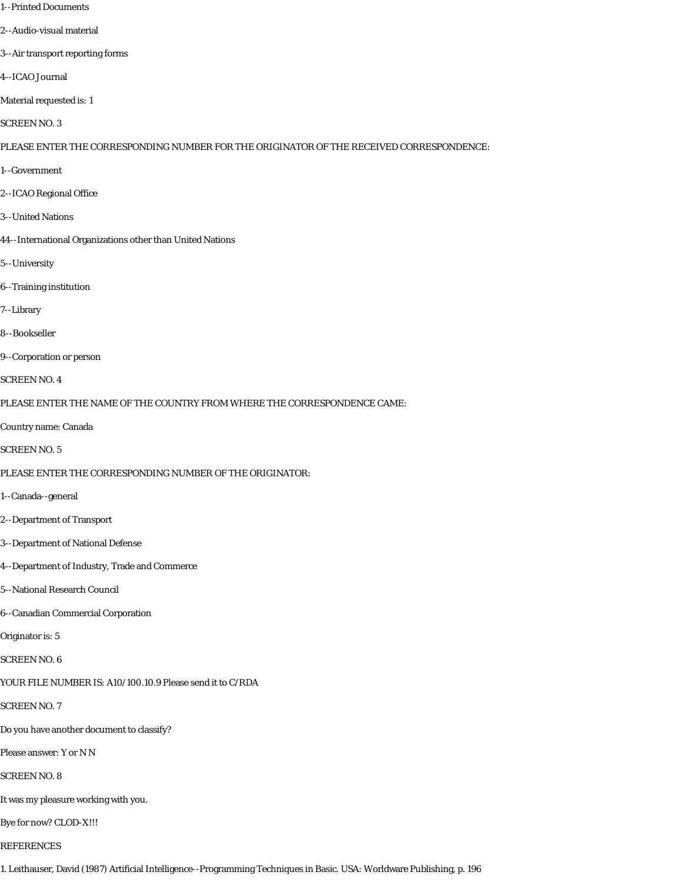1--Printed Documents

2--Audio-visual material

3--Air transport reporting forms

4--ICAO Journal

Material requested is: 1

SCREEN NO. 3

PLEASE ENTER THE CORRESPONDING NUMBER FOR THE ORIGINATOR OF THE RECEIVED CORRESPONDENCE:

1--Government

2--ICAO Regional Office

3--United Nations

44--International Organizations other than United Nations

5--University

6--Training institution

7--Library

8--Bookseller

9--Corporation or person

SCREEN NO. 4

PLEASE ENTER THE NAME OF THE COUNTRY FROM WHERE THE CORRESPONDENCE CAME:

Country name: Canada

SCREEN NO. 5

PLEASE ENTER THE CORRESPONDING NUMBER OF THE ORIGINATOR:

1--Canada--general

2--Department of Transport

3--Department of National Defense

4--Department of Industry, Trade and Commerce

5--National Research Council

6--Canadian Commercial Corporation

Originator is: 5

SCREEN NO. 6

YOUR FILE NUMBER IS: A10/100.10.9 Please send it to C/RDA

SCREEN NO. 7

Do you have another document to classify?

Please answer: Y or N N

SCREEN NO. 8

It was my pleasure working with you.

Bye for now? CLOD-X!!!

REFERENCES

1. Leithauser, David (1987) Artificial Intelligence--Programming Techniques in Basic. USA: Worldware Publishing, p. 196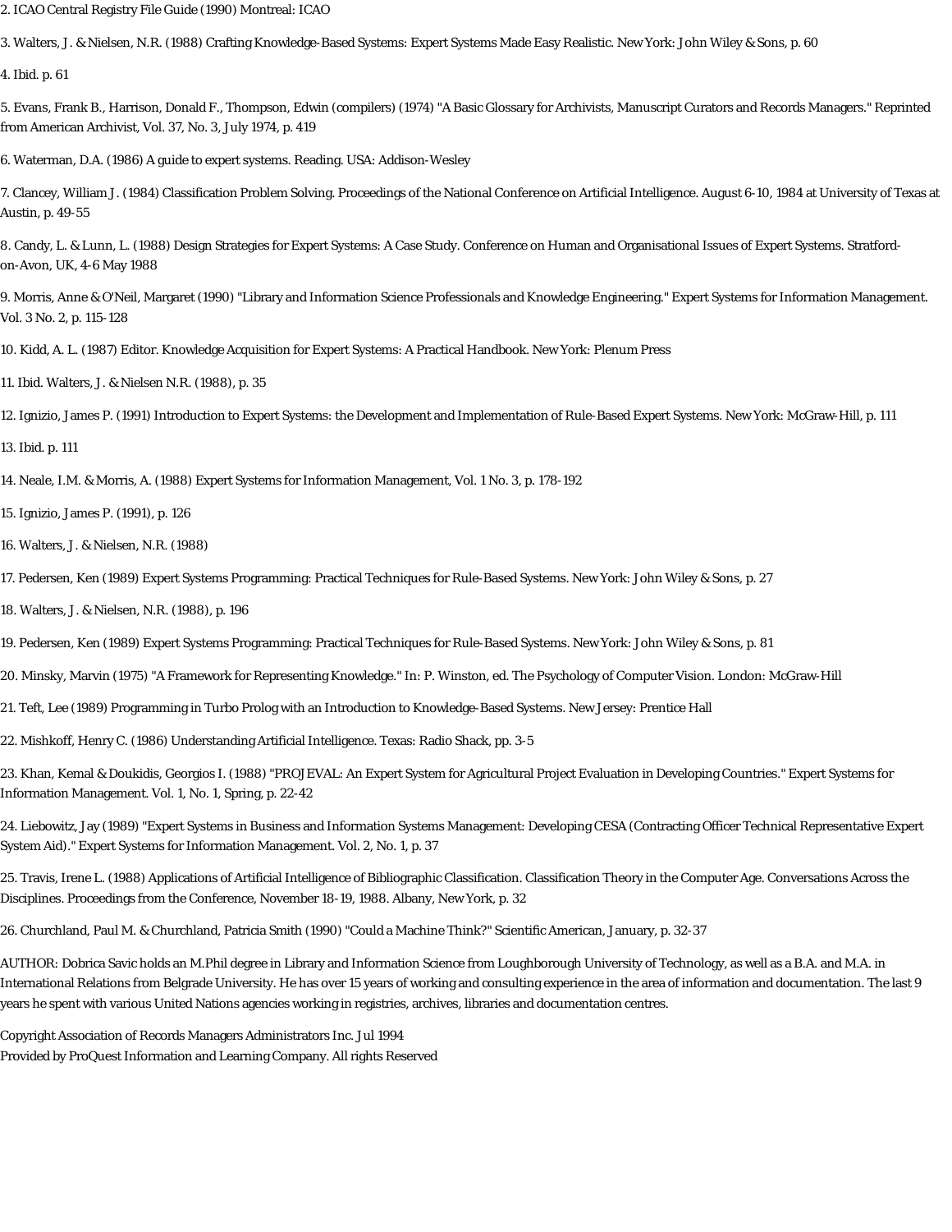2. ICAO Central Registry File Guide (1990) Montreal: ICAO

3. Walters, J. & Nielsen, N.R. (1988) Crafting Knowledge-Based Systems: Expert Systems Made Easy Realistic. New York: John Wiley & Sons, p. 60

4. Ibid. p. 61

5. Evans, Frank B., Harrison, Donald F., Thompson, Edwin (compilers) (1974) "A Basic Glossary for Archivists, Manuscript Curators and Records Managers." Reprinted from American Archivist, Vol. 37, No. 3, July 1974, p. 419

6. Waterman, D.A. (1986) A guide to expert systems. Reading. USA: Addison-Wesley

7. Clancey, William J. (1984) Classification Problem Solving. Proceedings of the National Conference on Artificial Intelligence. August 6-10, 1984 at University of Texas at Austin, p. 49-55

8. Candy, L. & Lunn, L. (1988) Design Strategies for Expert Systems: A Case Study. Conference on Human and Organisational Issues of Expert Systems. Stratford-on-Avon, UK, 4-6 May 1988

9. Morris, Anne & O'Neil, Margaret (1990) "Library and Information Science Professionals and Knowledge Engineering." Expert Systems for Information Management. Vol. 3 No. 2, p. 115-128

10. Kidd, A. L. (1987) Editor. Knowledge Acquisition for Expert Systems: A Practical Handbook. New York: Plenum Press

11. Ibid. Walters, J. & Nielsen N.R. (1988), p. 35

12. Ignizio, James P. (1991) Introduction to Expert Systems: the Development and Implementation of Rule-Based Expert Systems. New York: McGraw-Hill, p. 111

13. Ibid. p. 111

14. Neale, I.M. & Morris, A. (1988) Expert Systems for Information Management, Vol. 1 No. 3, p. 178-192

15. Ignizio, James P. (1991), p. 126

16. Walters, J. & Nielsen, N.R. (1988)

17. Pedersen, Ken (1989) Expert Systems Programming: Practical Techniques for Rule-Based Systems. New York: John Wiley & Sons, p. 27

18. Walters, J. & Nielsen, N.R. (1988), p. 196

19. Pedersen, Ken (1989) Expert Systems Programming: Practical Techniques for Rule-Based Systems. New York: John Wiley & Sons, p. 81

20. Minsky, Marvin (1975) "A Framework for Representing Knowledge." In: P. Winston, ed. The Psychology of Computer Vision. London: McGraw-Hill

21. Teft, Lee (1989) Programming in Turbo Prolog with an Introduction to Knowledge-Based Systems. New Jersey: Prentice Hall

22. Mishkoff, Henry C. (1986) Understanding Artificial Intelligence. Texas: Radio Shack, pp. 3-5

23. Khan, Kemal & Doukidis, Georgios I. (1988) "PROJEVAL: An Expert System for Agricultural Project Evaluation in Developing Countries." Expert Systems for Information Management. Vol. 1, No. 1, Spring, p. 22-42

24. Liebowitz, Jay (1989) "Expert Systems in Business and Information Systems Management: Developing CESA (Contracting Officer Technical Representative Expert System Aid)." Expert Systems for Information Management. Vol. 2, No. 1, p. 37

25. Travis, Irene L. (1988) Applications of Artificial Intelligence of Bibliographic Classification. Classification Theory in the Computer Age. Conversations Across the Disciplines. Proceedings from the Conference, November 18-19, 1988. Albany, New York, p. 32

26. Churchland, Paul M. & Churchland, Patricia Smith (1990) "Could a Machine Think?" Scientific American, January, p. 32-37

AUTHOR: Dobrica Savic holds an M.Phil degree in Library and Information Science from Loughborough University of Technology, as well as a B.A. and M.A. in International Relations from Belgrade University. He has over 15 years of working and consulting experience in the area of information and documentation. The last 9 years he spent with various United Nations agencies working in registries, archives, libraries and documentation centres.

Copyright Association of Records Managers Administrators Inc. Jul 1994
Provided by ProQuest Information and Learning Company. All rights Reserved